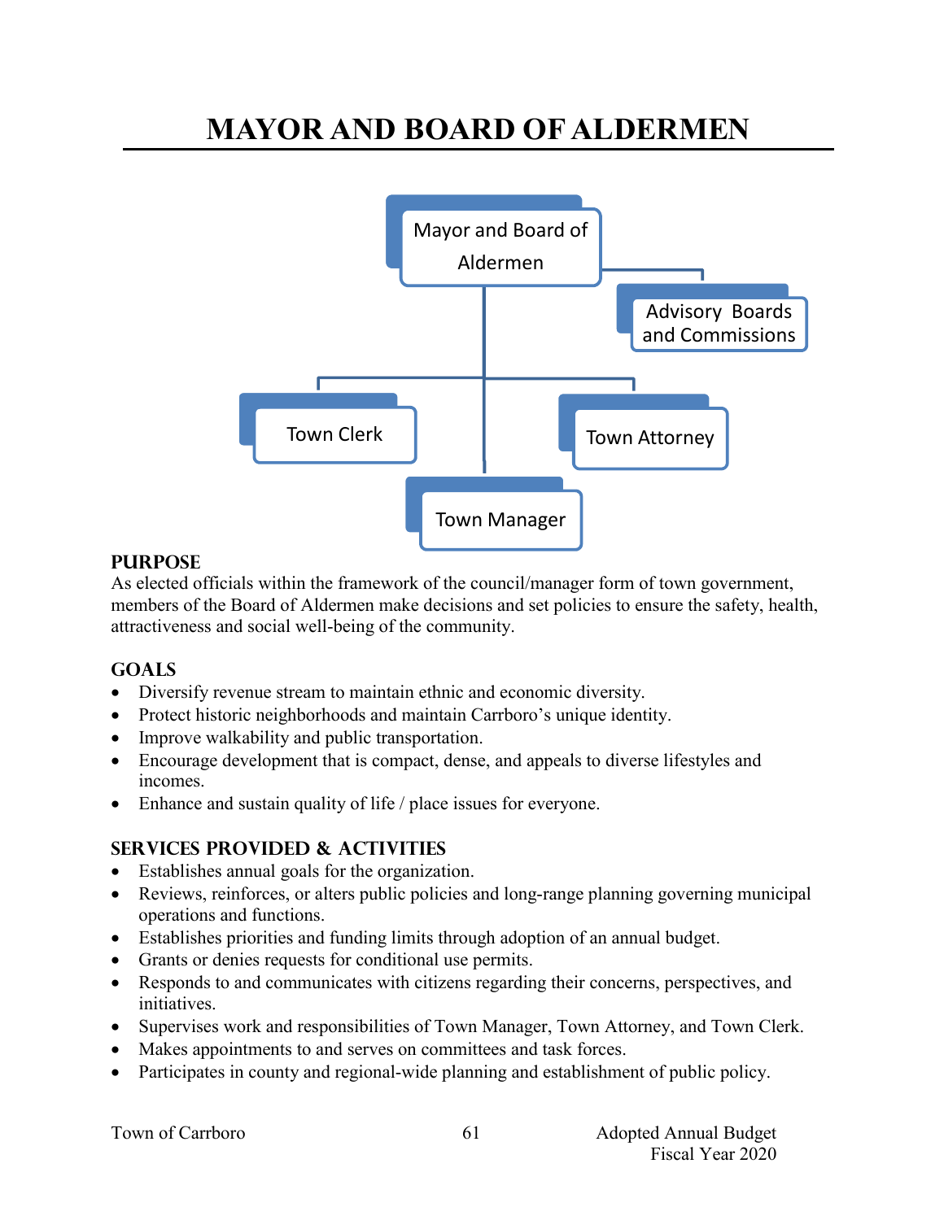# MAYOR AND BOARD OF ALDERMEN

Mayor and Board of Aldermen

Advisory Boards and Commissions

Town Clerk

Town Attorney

Town Manager

## PURPOSE

As elected officials within the framework of the council/manager form of town government, members of the Board of Aldermen make decisions and set policies to ensure the safety, health, attractiveness and social well-being of the community.

## GOALS

- Diversify revenue stream to maintain ethnic and economic diversity.
- Protect historic neighborhoods and maintain Carrboro's unique identity.
- Improve walkability and public transportation.
- Encourage development that is compact, dense, and appeals to diverse lifestyles and incomes.
- Enhance and sustain quality of life / place issues for everyone.

## SERVICES PROVIDED & ACTIVITIES

- Establishes annual goals for the organization.
- Reviews, reinforces, or alters public policies and long-range planning governing municipal operations and functions.
- Establishes priorities and funding limits through adoption of an annual budget.
- Grants or denies requests for conditional use permits.
- Responds to and communicates with citizens regarding their concerns, perspectives, and initiatives.
- Supervises work and responsibilities of Town Manager, Town Attorney, and Town Clerk.
- Makes appointments to and serves on committees and task forces.
- Participates in county and regional-wide planning and establishment of public policy.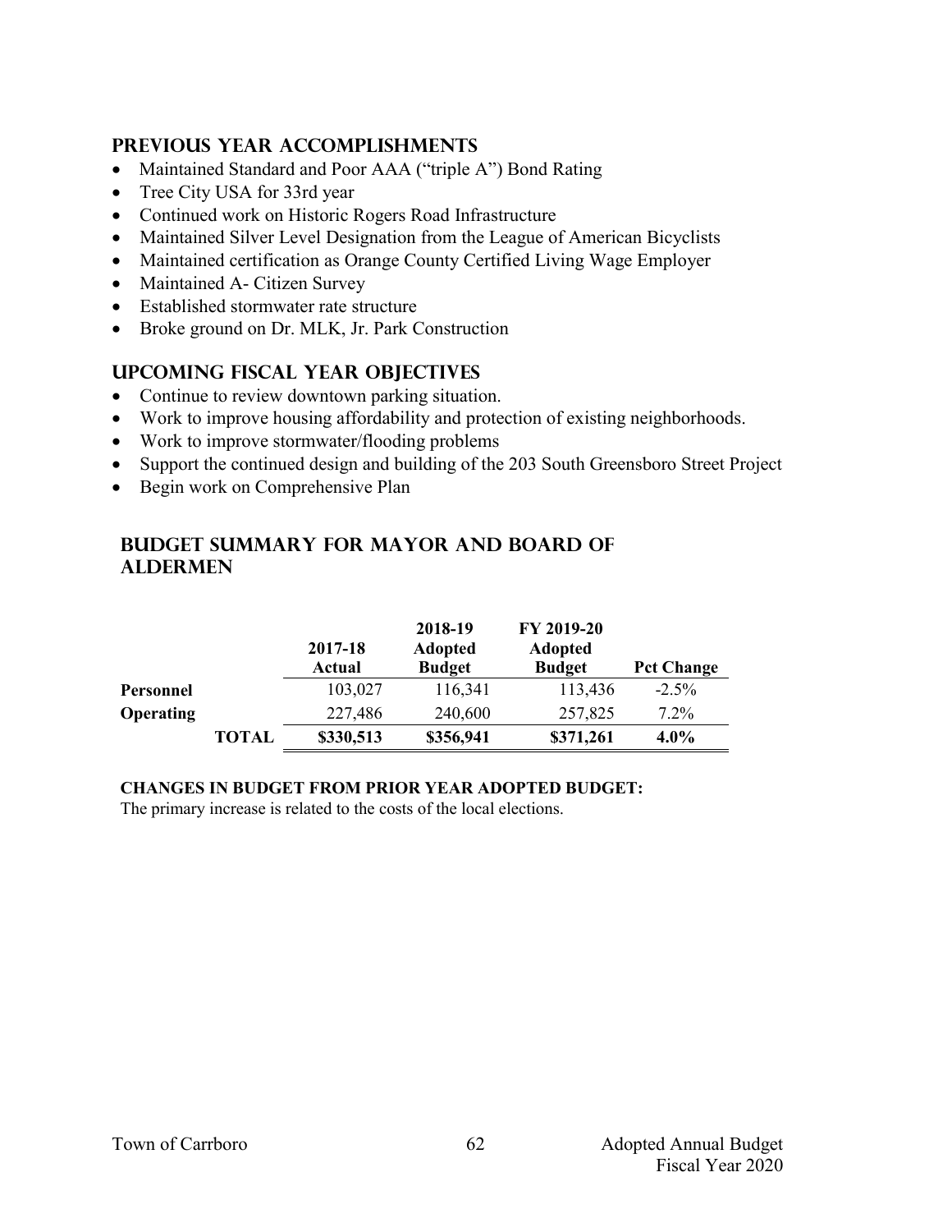## PREVIOUS YEAR ACCOMPLISHMENTS

- Maintained Standard and Poor AAA ("triple A") Bond Rating
- Tree City USA for 33rd year
- Continued work on Historic Rogers Road Infrastructure
- Maintained Silver Level Designation from the League of American Bicyclists
- Maintained certification as Orange County Certified Living Wage Employer
- Maintained A- Citizen Survey
- Established stormwater rate structure
- Broke ground on Dr. MLK, Jr. Park Construction

## UPCOMING FISCAL YEAR OBJECTIVES

- Continue to review downtown parking situation.
- Work to improve housing affordability and protection of existing neighborhoods.
- Work to improve stormwater/flooding problems
- Support the continued design and building of the 203 South Greensboro Street Project
- Begin work on Comprehensive Plan

## BUDGET SUMMARY FOR MAYOR AND BOARD OF ALDERMEN

| | 2017-18 Actual | 2018-19 Adopted Budget | FY 2019-20 Adopted Budget | Pct Change |
|---|---|---|---|---|
| **Personnel** | 103,027 | 116,341 | 113,436 | -2.5% |
| **Operating** | 227,486 | 240,600 | 257,825 | 7.2% |
| **TOTAL** | **$330,513** | **$356,941** | **$371,261** | **4.0%** |

**CHANGES IN BUDGET FROM PRIOR YEAR ADOPTED BUDGET:**

The primary increase is related to the costs of the local elections.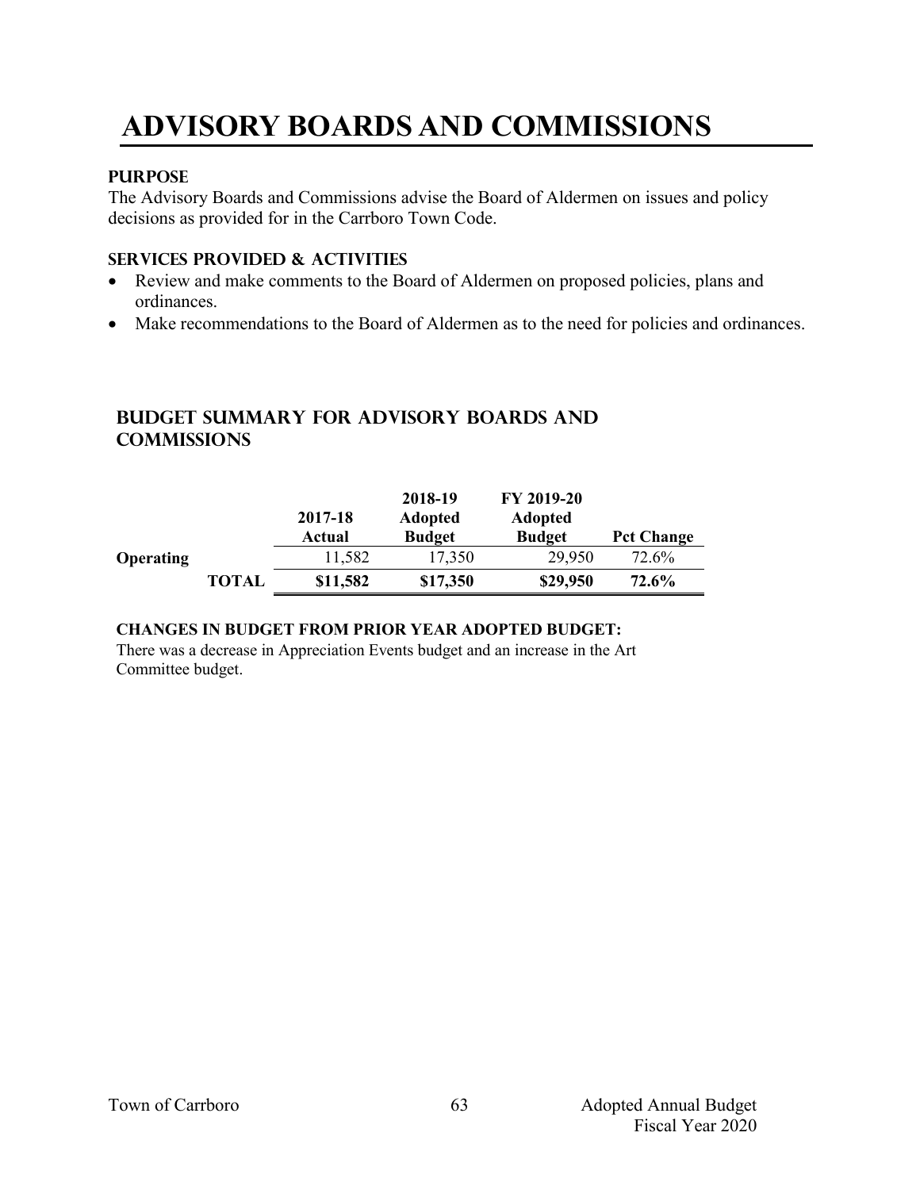# ADVISORY BOARDS AND COMMISSIONS

### PURPOSE

The Advisory Boards and Commissions advise the Board of Aldermen on issues and policy decisions as provided for in the Carrboro Town Code.

### SERVICES PROVIDED & ACTIVITIES

- Review and make comments to the Board of Aldermen on proposed policies, plans and ordinances.
- Make recommendations to the Board of Aldermen as to the need for policies and ordinances.

## BUDGET SUMMARY FOR ADVISORY BOARDS AND COMMISSIONS

| | | 2017-18 Actual | 2018-19 Adopted Budget | FY 2019-20 Adopted Budget | Pct Change |
|---|---|---|---|---|---|
| **Operating** | | 11,582 | 17,350 | 29,950 | 72.6% |
| | **TOTAL** | **$11,582** | **$17,350** | **$29,950** | **72.6%** |

**CHANGES IN BUDGET FROM PRIOR YEAR ADOPTED BUDGET:**

There was a decrease in Appreciation Events budget and an increase in the Art Committee budget.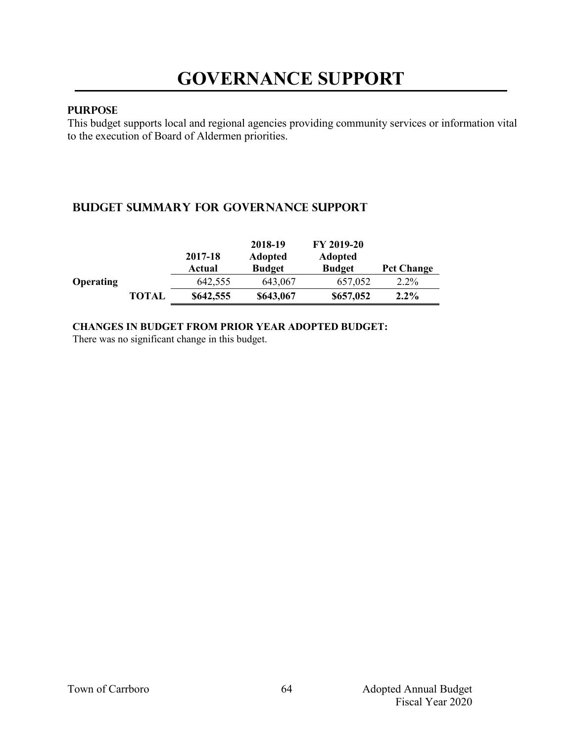# GOVERNANCE SUPPORT

### PURPOSE

This budget supports local and regional agencies providing community services or information vital to the execution of Board of Aldermen priorities.

## BUDGET SUMMARY FOR GOVERNANCE SUPPORT

| | | 2017-18 Actual | 2018-19 Adopted Budget | FY 2019-20 Adopted Budget | Pct Change |
|---|---|---|---|---|---|
| **Operating** | | 642,555 | 643,067 | 657,052 | 2.2% |
| | **TOTAL** | **$642,555** | **$643,067** | **$657,052** | **2.2%** |

**CHANGES IN BUDGET FROM PRIOR YEAR ADOPTED BUDGET:**

There was no significant change in this budget.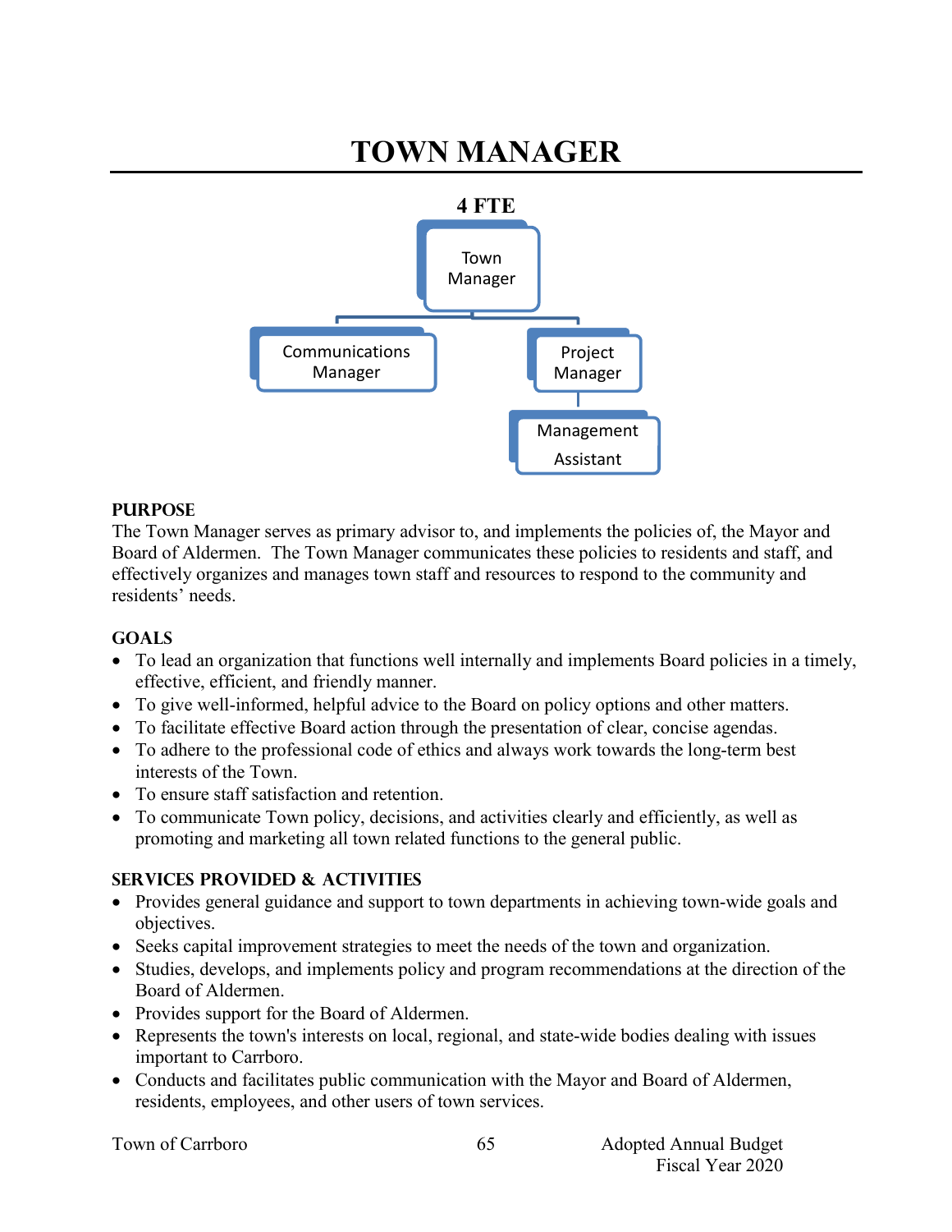# TOWN MANAGER

**4 FTE**

Town Manager
- Communications Manager
- Project Manager
  - Management Assistant

### PURPOSE

The Town Manager serves as primary advisor to, and implements the policies of, the Mayor and Board of Aldermen. The Town Manager communicates these policies to residents and staff, and effectively organizes and manages town staff and resources to respond to the community and residents' needs.

### GOALS

- To lead an organization that functions well internally and implements Board policies in a timely, effective, efficient, and friendly manner.
- To give well-informed, helpful advice to the Board on policy options and other matters.
- To facilitate effective Board action through the presentation of clear, concise agendas.
- To adhere to the professional code of ethics and always work towards the long-term best interests of the Town.
- To ensure staff satisfaction and retention.
- To communicate Town policy, decisions, and activities clearly and efficiently, as well as promoting and marketing all town related functions to the general public.

### SERVICES PROVIDED & ACTIVITIES

- Provides general guidance and support to town departments in achieving town-wide goals and objectives.
- Seeks capital improvement strategies to meet the needs of the town and organization.
- Studies, develops, and implements policy and program recommendations at the direction of the Board of Aldermen.
- Provides support for the Board of Aldermen.
- Represents the town's interests on local, regional, and state-wide bodies dealing with issues important to Carrboro.
- Conducts and facilitates public communication with the Mayor and Board of Aldermen, residents, employees, and other users of town services.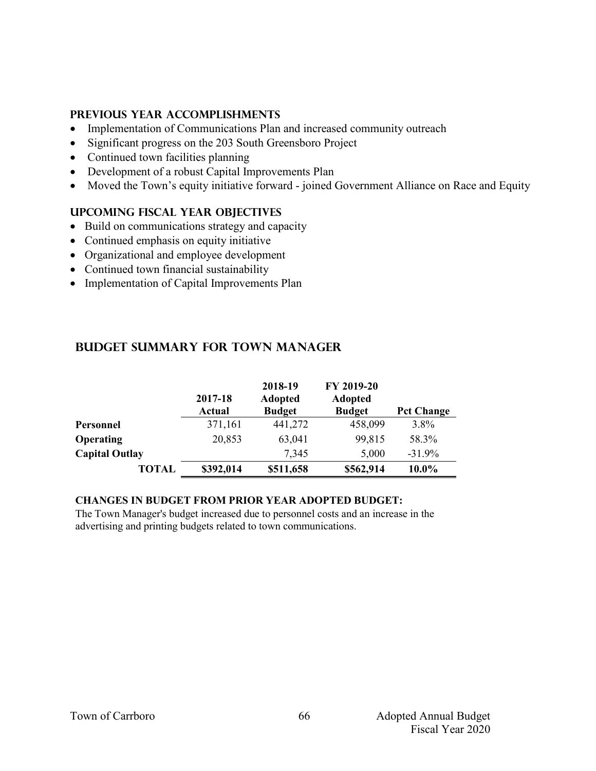## PREVIOUS YEAR ACCOMPLISHMENTS

- Implementation of Communications Plan and increased community outreach
- Significant progress on the 203 South Greensboro Project
- Continued town facilities planning
- Development of a robust Capital Improvements Plan
- Moved the Town's equity initiative forward - joined Government Alliance on Race and Equity

## UPCOMING FISCAL YEAR OBJECTIVES

- Build on communications strategy and capacity
- Continued emphasis on equity initiative
- Organizational and employee development
- Continued town financial sustainability
- Implementation of Capital Improvements Plan

## BUDGET SUMMARY FOR TOWN MANAGER

| | 2017-18 Actual | 2018-19 Adopted Budget | FY 2019-20 Adopted Budget | Pct Change |
|---|---|---|---|---|
| **Personnel** | 371,161 | 441,272 | 458,099 | 3.8% |
| **Operating** | 20,853 | 63,041 | 99,815 | 58.3% |
| **Capital Outlay** | | 7,345 | 5,000 | -31.9% |
| **TOTAL** | **$392,014** | **$511,658** | **$562,914** | **10.0%** |

**CHANGES IN BUDGET FROM PRIOR YEAR ADOPTED BUDGET:**

The Town Manager's budget increased due to personnel costs and an increase in the advertising and printing budgets related to town communications.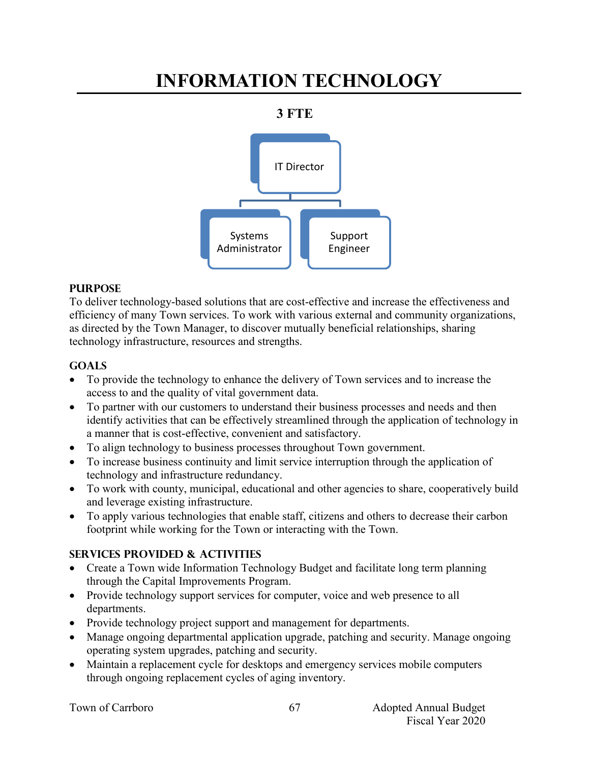# INFORMATION TECHNOLOGY

**3 FTE**

IT Director

Systems Administrator

Support Engineer

### PURPOSE

To deliver technology-based solutions that are cost-effective and increase the effectiveness and efficiency of many Town services. To work with various external and community organizations, as directed by the Town Manager, to discover mutually beneficial relationships, sharing technology infrastructure, resources and strengths.

### GOALS

- To provide the technology to enhance the delivery of Town services and to increase the access to and the quality of vital government data.
- To partner with our customers to understand their business processes and needs and then identify activities that can be effectively streamlined through the application of technology in a manner that is cost-effective, convenient and satisfactory.
- To align technology to business processes throughout Town government.
- To increase business continuity and limit service interruption through the application of technology and infrastructure redundancy.
- To work with county, municipal, educational and other agencies to share, cooperatively build and leverage existing infrastructure.
- To apply various technologies that enable staff, citizens and others to decrease their carbon footprint while working for the Town or interacting with the Town.

### SERVICES PROVIDED & ACTIVITIES

- Create a Town wide Information Technology Budget and facilitate long term planning through the Capital Improvements Program.
- Provide technology support services for computer, voice and web presence to all departments.
- Provide technology project support and management for departments.
- Manage ongoing departmental application upgrade, patching and security. Manage ongoing operating system upgrades, patching and security.
- Maintain a replacement cycle for desktops and emergency services mobile computers through ongoing replacement cycles of aging inventory.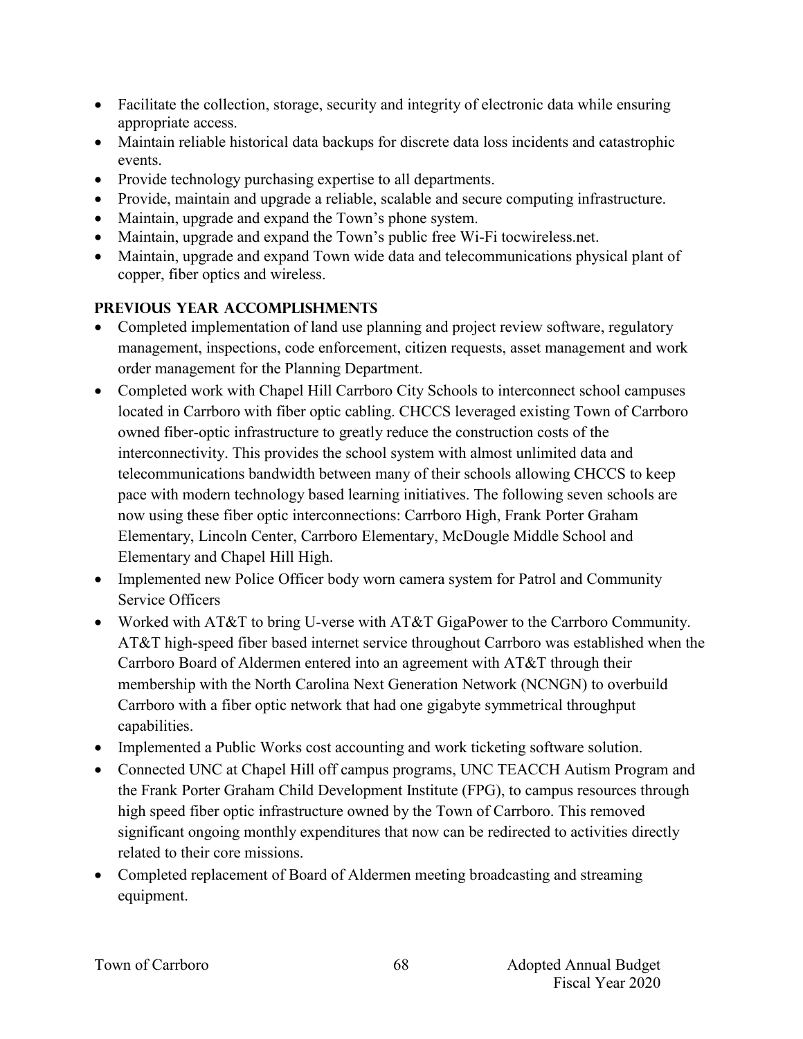- Facilitate the collection, storage, security and integrity of electronic data while ensuring appropriate access.
- Maintain reliable historical data backups for discrete data loss incidents and catastrophic events.
- Provide technology purchasing expertise to all departments.
- Provide, maintain and upgrade a reliable, scalable and secure computing infrastructure.
- Maintain, upgrade and expand the Town's phone system.
- Maintain, upgrade and expand the Town's public free Wi-Fi tocwireless.net.
- Maintain, upgrade and expand Town wide data and telecommunications physical plant of copper, fiber optics and wireless.

## PREVIOUS YEAR ACCOMPLISHMENTS

- Completed implementation of land use planning and project review software, regulatory management, inspections, code enforcement, citizen requests, asset management and work order management for the Planning Department.
- Completed work with Chapel Hill Carrboro City Schools to interconnect school campuses located in Carrboro with fiber optic cabling. CHCCS leveraged existing Town of Carrboro owned fiber-optic infrastructure to greatly reduce the construction costs of the interconnectivity. This provides the school system with almost unlimited data and telecommunications bandwidth between many of their schools allowing CHCCS to keep pace with modern technology based learning initiatives. The following seven schools are now using these fiber optic interconnections: Carrboro High, Frank Porter Graham Elementary, Lincoln Center, Carrboro Elementary, McDougle Middle School and Elementary and Chapel Hill High.
- Implemented new Police Officer body worn camera system for Patrol and Community Service Officers
- Worked with AT&T to bring U-verse with AT&T GigaPower to the Carrboro Community. AT&T high-speed fiber based internet service throughout Carrboro was established when the Carrboro Board of Aldermen entered into an agreement with AT&T through their membership with the North Carolina Next Generation Network (NCNGN) to overbuild Carrboro with a fiber optic network that had one gigabyte symmetrical throughput capabilities.
- Implemented a Public Works cost accounting and work ticketing software solution.
- Connected UNC at Chapel Hill off campus programs, UNC TEACCH Autism Program and the Frank Porter Graham Child Development Institute (FPG), to campus resources through high speed fiber optic infrastructure owned by the Town of Carrboro. This removed significant ongoing monthly expenditures that now can be redirected to activities directly related to their core missions.
- Completed replacement of Board of Aldermen meeting broadcasting and streaming equipment.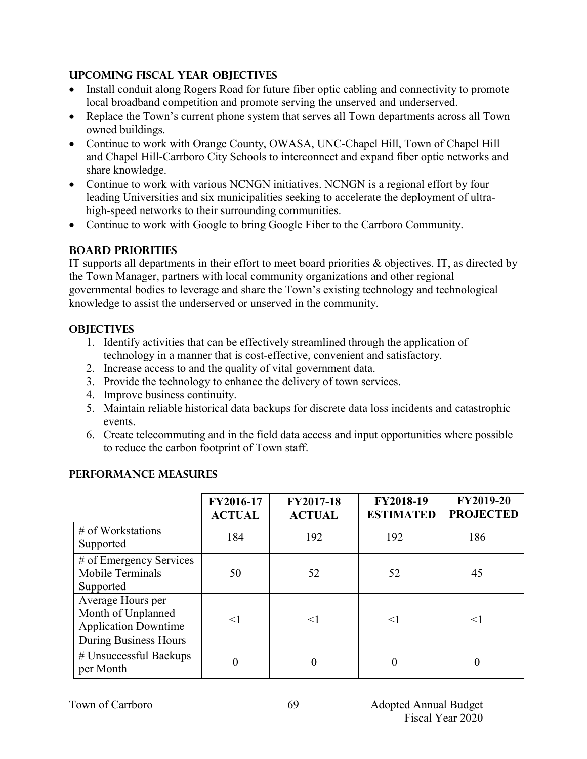## UPCOMING FISCAL YEAR OBJECTIVES

- Install conduit along Rogers Road for future fiber optic cabling and connectivity to promote local broadband competition and promote serving the unserved and underserved.
- Replace the Town's current phone system that serves all Town departments across all Town owned buildings.
- Continue to work with Orange County, OWASA, UNC-Chapel Hill, Town of Chapel Hill and Chapel Hill-Carrboro City Schools to interconnect and expand fiber optic networks and share knowledge.
- Continue to work with various NCNGN initiatives. NCNGN is a regional effort by four leading Universities and six municipalities seeking to accelerate the deployment of ultra-high-speed networks to their surrounding communities.
- Continue to work with Google to bring Google Fiber to the Carrboro Community.

## BOARD PRIORITIES

IT supports all departments in their effort to meet board priorities & objectives. IT, as directed by the Town Manager, partners with local community organizations and other regional governmental bodies to leverage and share the Town's existing technology and technological knowledge to assist the underserved or unserved in the community.

## OBJECTIVES

1. Identify activities that can be effectively streamlined through the application of technology in a manner that is cost-effective, convenient and satisfactory.
2. Increase access to and the quality of vital government data.
3. Provide the technology to enhance the delivery of town services.
4. Improve business continuity.
5. Maintain reliable historical data backups for discrete data loss incidents and catastrophic events.
6. Create telecommuting and in the field data access and input opportunities where possible to reduce the carbon footprint of Town staff.

## PERFORMANCE MEASURES

| | FY2016-17 ACTUAL | FY2017-18 ACTUAL | FY2018-19 ESTIMATED | FY2019-20 PROJECTED |
|---|---|---|---|---|
| # of Workstations Supported | 184 | 192 | 192 | 186 |
| # of Emergency Services Mobile Terminals Supported | 50 | 52 | 52 | 45 |
| Average Hours per Month of Unplanned Application Downtime During Business Hours | <1 | <1 | <1 | <1 |
| # Unsuccessful Backups per Month | 0 | 0 | 0 | 0 |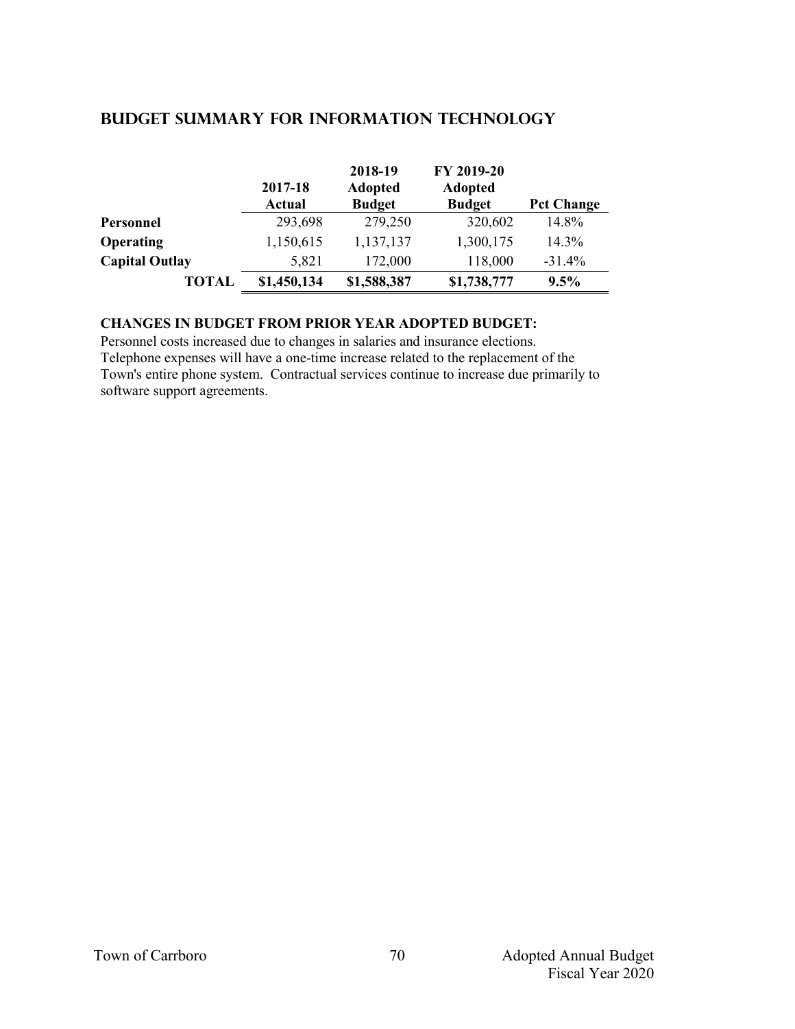## BUDGET SUMMARY FOR INFORMATION TECHNOLOGY

| | 2017-18 Actual | 2018-19 Adopted Budget | FY 2019-20 Adopted Budget | Pct Change |
|---|---|---|---|---|
| **Personnel** | 293,698 | 279,250 | 320,602 | 14.8% |
| **Operating** | 1,150,615 | 1,137,137 | 1,300,175 | 14.3% |
| **Capital Outlay** | 5,821 | 172,000 | 118,000 | -31.4% |
| **TOTAL** | **$1,450,134** | **$1,588,387** | **$1,738,777** | **9.5%** |

**CHANGES IN BUDGET FROM PRIOR YEAR ADOPTED BUDGET:**

Personnel costs increased due to changes in salaries and insurance elections. Telephone expenses will have a one-time increase related to the replacement of the Town's entire phone system. Contractual services continue to increase due primarily to software support agreements.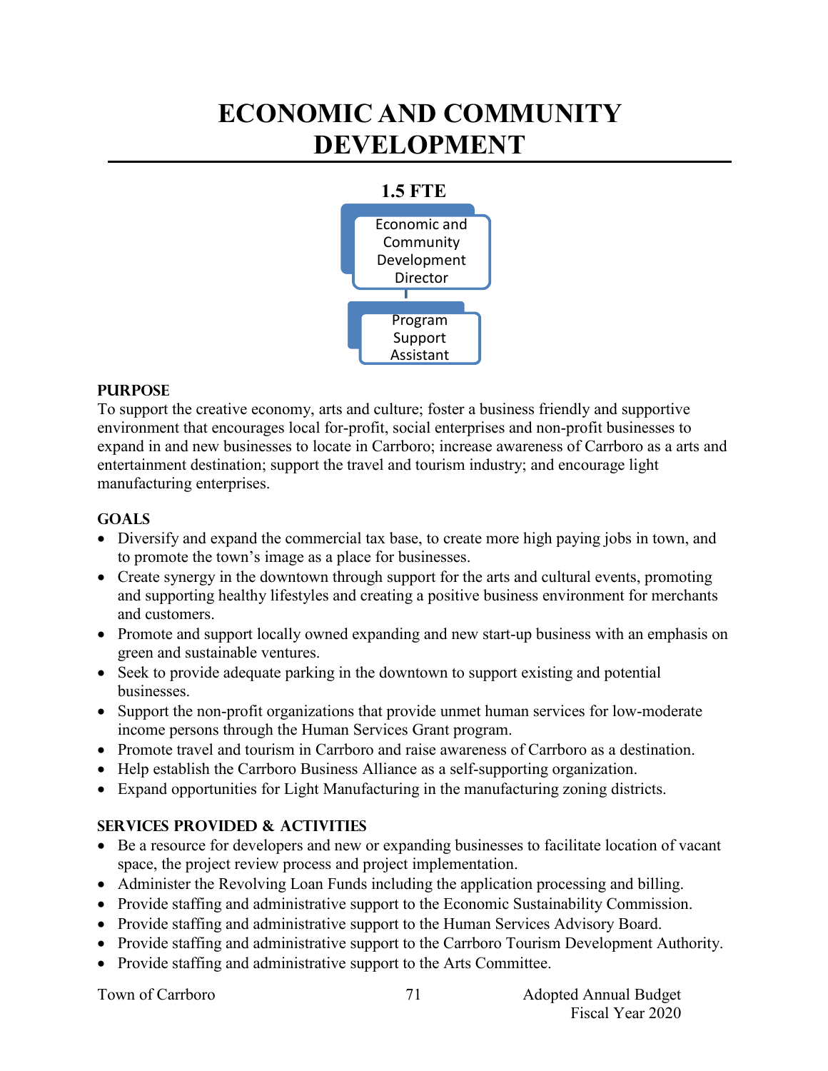# ECONOMIC AND COMMUNITY DEVELOPMENT

**1.5 FTE**

Economic and Community Development Director

Program Support Assistant

### PURPOSE

To support the creative economy, arts and culture; foster a business friendly and supportive environment that encourages local for-profit, social enterprises and non-profit businesses to expand in and new businesses to locate in Carrboro; increase awareness of Carrboro as a arts and entertainment destination; support the travel and tourism industry; and encourage light manufacturing enterprises.

### GOALS

- Diversify and expand the commercial tax base, to create more high paying jobs in town, and to promote the town's image as a place for businesses.
- Create synergy in the downtown through support for the arts and cultural events, promoting and supporting healthy lifestyles and creating a positive business environment for merchants and customers.
- Promote and support locally owned expanding and new start-up business with an emphasis on green and sustainable ventures.
- Seek to provide adequate parking in the downtown to support existing and potential businesses.
- Support the non-profit organizations that provide unmet human services for low-moderate income persons through the Human Services Grant program.
- Promote travel and tourism in Carrboro and raise awareness of Carrboro as a destination.
- Help establish the Carrboro Business Alliance as a self-supporting organization.
- Expand opportunities for Light Manufacturing in the manufacturing zoning districts.

### SERVICES PROVIDED & ACTIVITIES

- Be a resource for developers and new or expanding businesses to facilitate location of vacant space, the project review process and project implementation.
- Administer the Revolving Loan Funds including the application processing and billing.
- Provide staffing and administrative support to the Economic Sustainability Commission.
- Provide staffing and administrative support to the Human Services Advisory Board.
- Provide staffing and administrative support to the Carrboro Tourism Development Authority.
- Provide staffing and administrative support to the Arts Committee.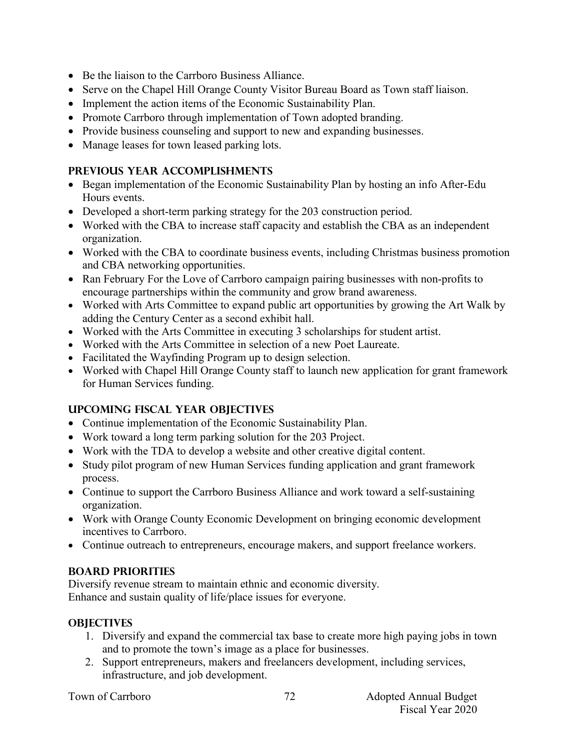- Be the liaison to the Carrboro Business Alliance.
- Serve on the Chapel Hill Orange County Visitor Bureau Board as Town staff liaison.
- Implement the action items of the Economic Sustainability Plan.
- Promote Carrboro through implementation of Town adopted branding.
- Provide business counseling and support to new and expanding businesses.
- Manage leases for town leased parking lots.

## PREVIOUS YEAR ACCOMPLISHMENTS

- Began implementation of the Economic Sustainability Plan by hosting an info After-Edu Hours events.
- Developed a short-term parking strategy for the 203 construction period.
- Worked with the CBA to increase staff capacity and establish the CBA as an independent organization.
- Worked with the CBA to coordinate business events, including Christmas business promotion and CBA networking opportunities.
- Ran February For the Love of Carrboro campaign pairing businesses with non-profits to encourage partnerships within the community and grow brand awareness.
- Worked with Arts Committee to expand public art opportunities by growing the Art Walk by adding the Century Center as a second exhibit hall.
- Worked with the Arts Committee in executing 3 scholarships for student artist.
- Worked with the Arts Committee in selection of a new Poet Laureate.
- Facilitated the Wayfinding Program up to design selection.
- Worked with Chapel Hill Orange County staff to launch new application for grant framework for Human Services funding.

## UPCOMING FISCAL YEAR OBJECTIVES

- Continue implementation of the Economic Sustainability Plan.
- Work toward a long term parking solution for the 203 Project.
- Work with the TDA to develop a website and other creative digital content.
- Study pilot program of new Human Services funding application and grant framework process.
- Continue to support the Carrboro Business Alliance and work toward a self-sustaining organization.
- Work with Orange County Economic Development on bringing economic development incentives to Carrboro.
- Continue outreach to entrepreneurs, encourage makers, and support freelance workers.

## BOARD PRIORITIES

Diversify revenue stream to maintain ethnic and economic diversity.
Enhance and sustain quality of life/place issues for everyone.

## OBJECTIVES

1. Diversify and expand the commercial tax base to create more high paying jobs in town and to promote the town's image as a place for businesses.
2. Support entrepreneurs, makers and freelancers development, including services, infrastructure, and job development.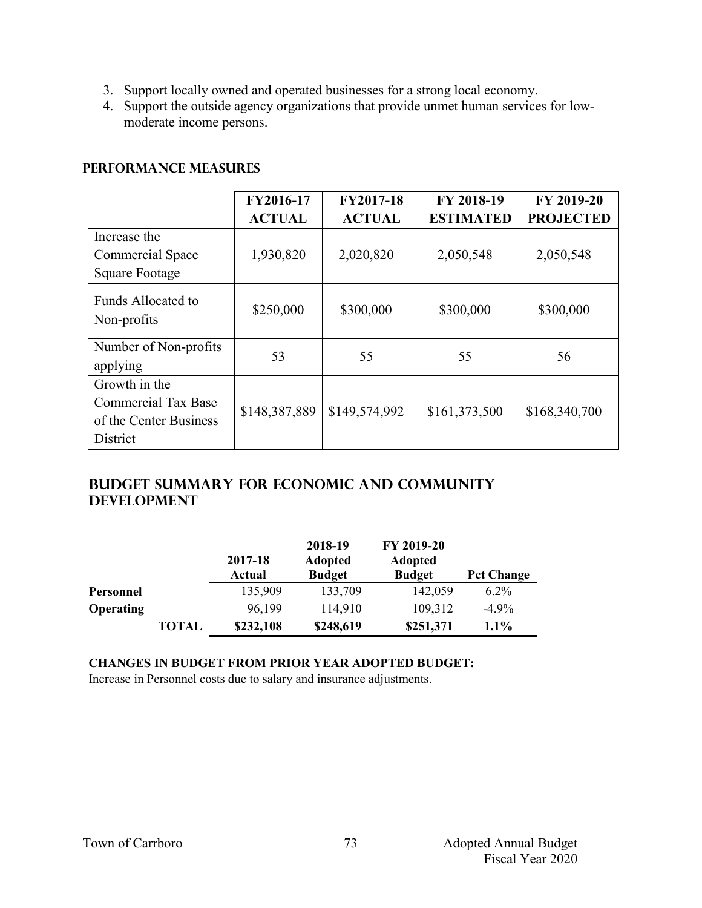3. Support locally owned and operated businesses for a strong local economy.
4. Support the outside agency organizations that provide unmet human services for low-moderate income persons.

## PERFORMANCE MEASURES

| | FY2016-17 ACTUAL | FY2017-18 ACTUAL | FY 2018-19 ESTIMATED | FY 2019-20 PROJECTED |
|---|---|---|---|---|
| Increase the Commercial Space Square Footage | 1,930,820 | 2,020,820 | 2,050,548 | 2,050,548 |
| Funds Allocated to Non-profits | $250,000 | $300,000 | $300,000 | $300,000 |
| Number of Non-profits applying | 53 | 55 | 55 | 56 |
| Growth in the Commercial Tax Base of the Center Business District | $148,387,889 | $149,574,992 | $161,373,500 | $168,340,700 |

## BUDGET SUMMARY FOR ECONOMIC AND COMMUNITY DEVELOPMENT

| | | 2017-18 Actual | 2018-19 Adopted Budget | FY 2019-20 Adopted Budget | Pct Change |
|---|---|---|---|---|---|
| **Personnel** | | 135,909 | 133,709 | 142,059 | 6.2% |
| **Operating** | | 96,199 | 114,910 | 109,312 | -4.9% |
| | **TOTAL** | **$232,108** | **$248,619** | **$251,371** | **1.1%** |

**CHANGES IN BUDGET FROM PRIOR YEAR ADOPTED BUDGET:**

Increase in Personnel costs due to salary and insurance adjustments.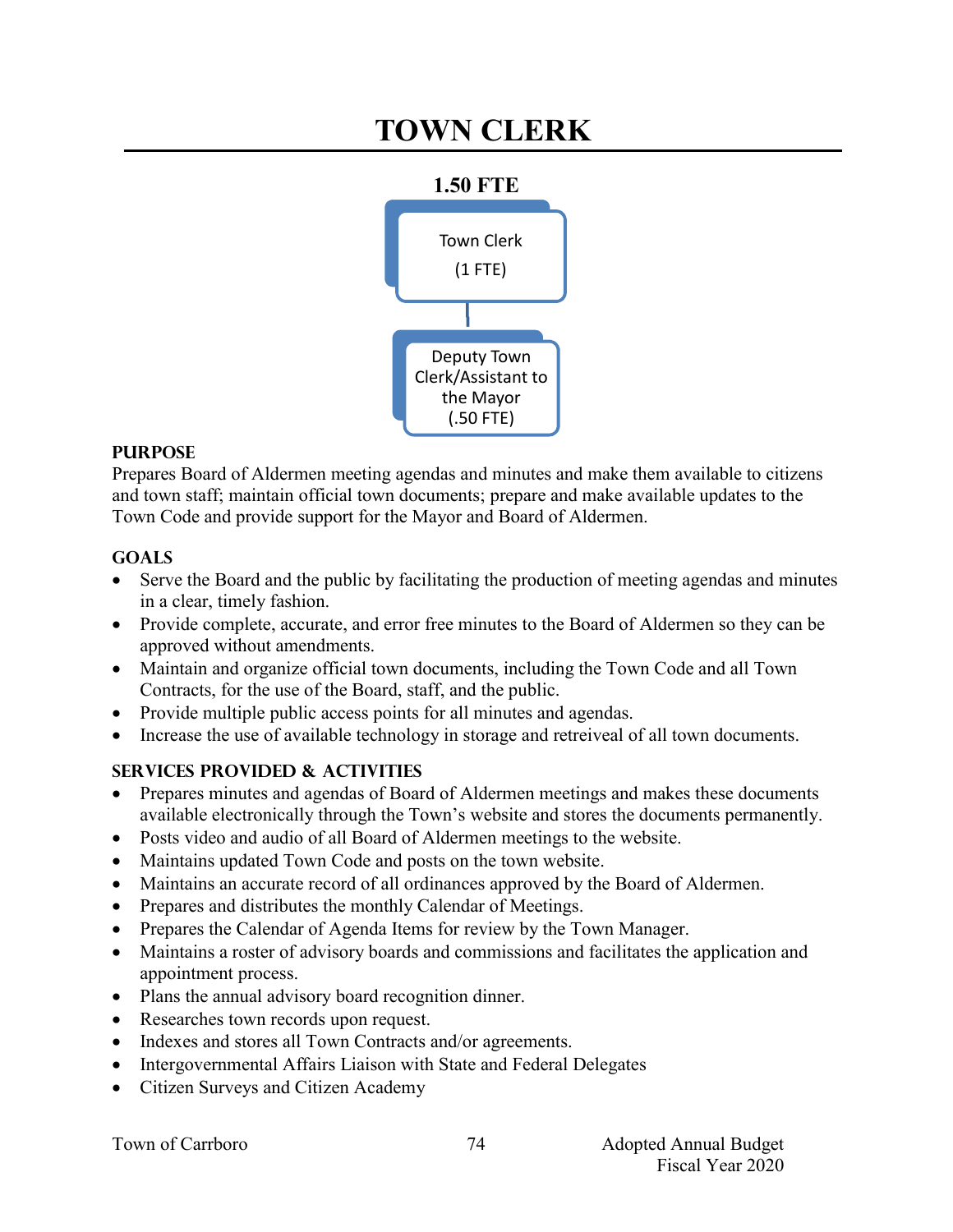# TOWN CLERK

**1.50 FTE**

Town Clerk
(1 FTE)

Deputy Town Clerk/Assistant to the Mayor
(.50 FTE)

### PURPOSE

Prepares Board of Aldermen meeting agendas and minutes and make them available to citizens and town staff; maintain official town documents; prepare and make available updates to the Town Code and provide support for the Mayor and Board of Aldermen.

### GOALS

- Serve the Board and the public by facilitating the production of meeting agendas and minutes in a clear, timely fashion.
- Provide complete, accurate, and error free minutes to the Board of Aldermen so they can be approved without amendments.
- Maintain and organize official town documents, including the Town Code and all Town Contracts, for the use of the Board, staff, and the public.
- Provide multiple public access points for all minutes and agendas.
- Increase the use of available technology in storage and retreiveal of all town documents.

### SERVICES PROVIDED & ACTIVITIES

- Prepares minutes and agendas of Board of Aldermen meetings and makes these documents available electronically through the Town's website and stores the documents permanently.
- Posts video and audio of all Board of Aldermen meetings to the website.
- Maintains updated Town Code and posts on the town website.
- Maintains an accurate record of all ordinances approved by the Board of Aldermen.
- Prepares and distributes the monthly Calendar of Meetings.
- Prepares the Calendar of Agenda Items for review by the Town Manager.
- Maintains a roster of advisory boards and commissions and facilitates the application and appointment process.
- Plans the annual advisory board recognition dinner.
- Researches town records upon request.
- Indexes and stores all Town Contracts and/or agreements.
- Intergovernmental Affairs Liaison with State and Federal Delegates
- Citizen Surveys and Citizen Academy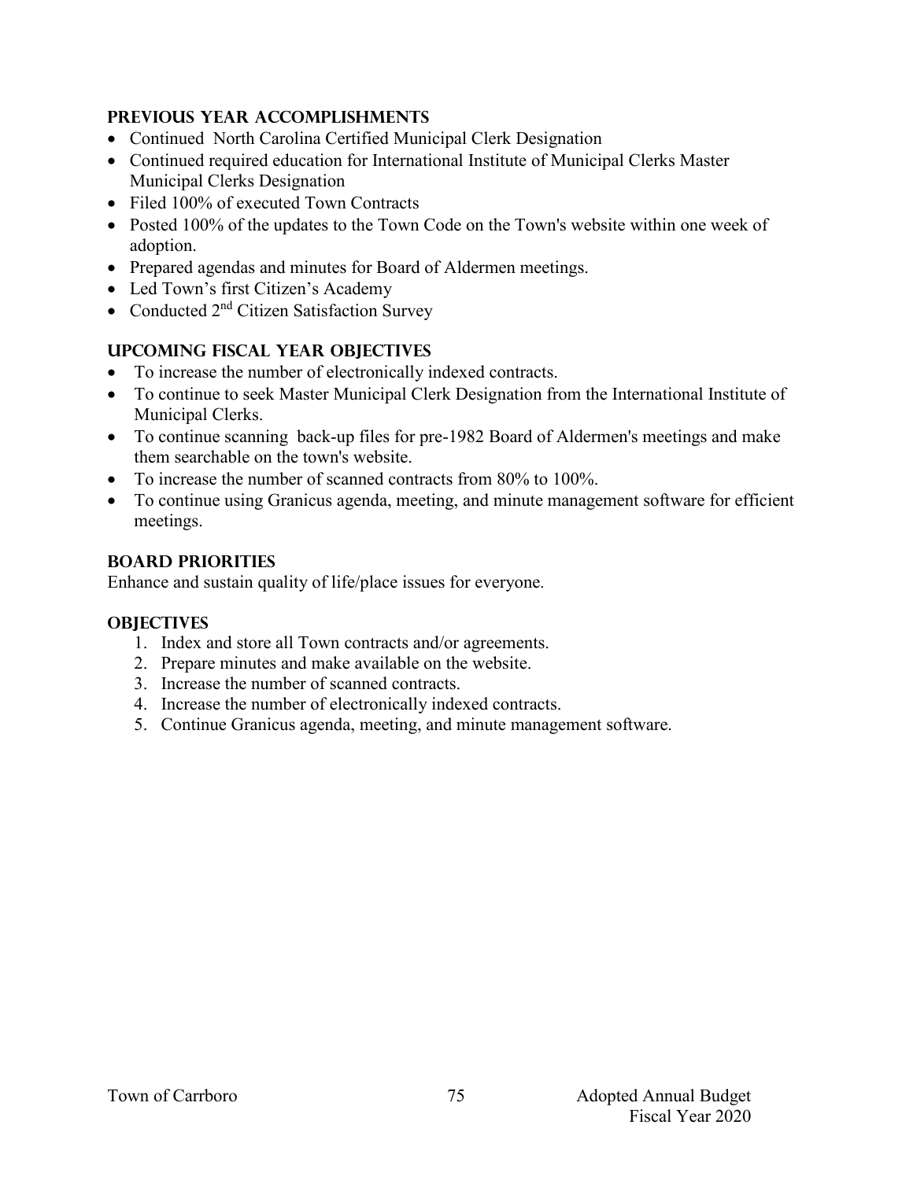## PREVIOUS YEAR ACCOMPLISHMENTS

- Continued North Carolina Certified Municipal Clerk Designation
- Continued required education for International Institute of Municipal Clerks Master Municipal Clerks Designation
- Filed 100% of executed Town Contracts
- Posted 100% of the updates to the Town Code on the Town's website within one week of adoption.
- Prepared agendas and minutes for Board of Aldermen meetings.
- Led Town's first Citizen's Academy
- Conducted 2nd Citizen Satisfaction Survey

## UPCOMING FISCAL YEAR OBJECTIVES

- To increase the number of electronically indexed contracts.
- To continue to seek Master Municipal Clerk Designation from the International Institute of Municipal Clerks.
- To continue scanning back-up files for pre-1982 Board of Aldermen's meetings and make them searchable on the town's website.
- To increase the number of scanned contracts from 80% to 100%.
- To continue using Granicus agenda, meeting, and minute management software for efficient meetings.

## BOARD PRIORITIES

Enhance and sustain quality of life/place issues for everyone.

## OBJECTIVES

1. Index and store all Town contracts and/or agreements.
2. Prepare minutes and make available on the website.
3. Increase the number of scanned contracts.
4. Increase the number of electronically indexed contracts.
5. Continue Granicus agenda, meeting, and minute management software.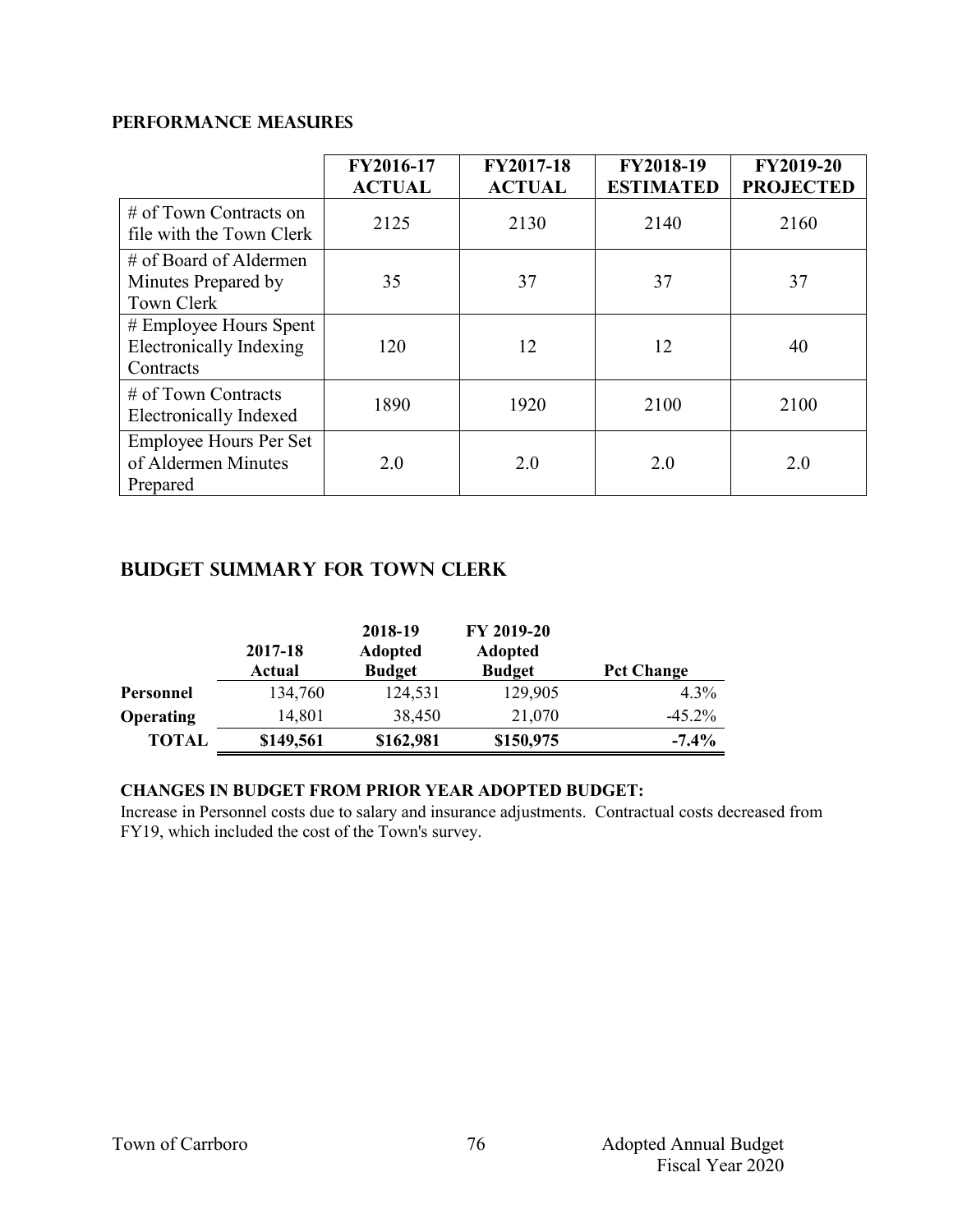## PERFORMANCE MEASURES

| | FY2016-17 ACTUAL | FY2017-18 ACTUAL | FY2018-19 ESTIMATED | FY2019-20 PROJECTED |
|---|---|---|---|---|
| # of Town Contracts on file with the Town Clerk | 2125 | 2130 | 2140 | 2160 |
| # of Board of Aldermen Minutes Prepared by Town Clerk | 35 | 37 | 37 | 37 |
| # Employee Hours Spent Electronically Indexing Contracts | 120 | 12 | 12 | 40 |
| # of Town Contracts Electronically Indexed | 1890 | 1920 | 2100 | 2100 |
| Employee Hours Per Set of Aldermen Minutes Prepared | 2.0 | 2.0 | 2.0 | 2.0 |

## BUDGET SUMMARY FOR TOWN CLERK

| | 2017-18 Actual | 2018-19 Adopted Budget | FY 2019-20 Adopted Budget | Pct Change |
|---|---|---|---|---|
| **Personnel** | 134,760 | 124,531 | 129,905 | 4.3% |
| **Operating** | 14,801 | 38,450 | 21,070 | -45.2% |
| **TOTAL** | **$149,561** | **$162,981** | **$150,975** | **-7.4%** |

**CHANGES IN BUDGET FROM PRIOR YEAR ADOPTED BUDGET:**

Increase in Personnel costs due to salary and insurance adjustments. Contractual costs decreased from FY19, which included the cost of the Town's survey.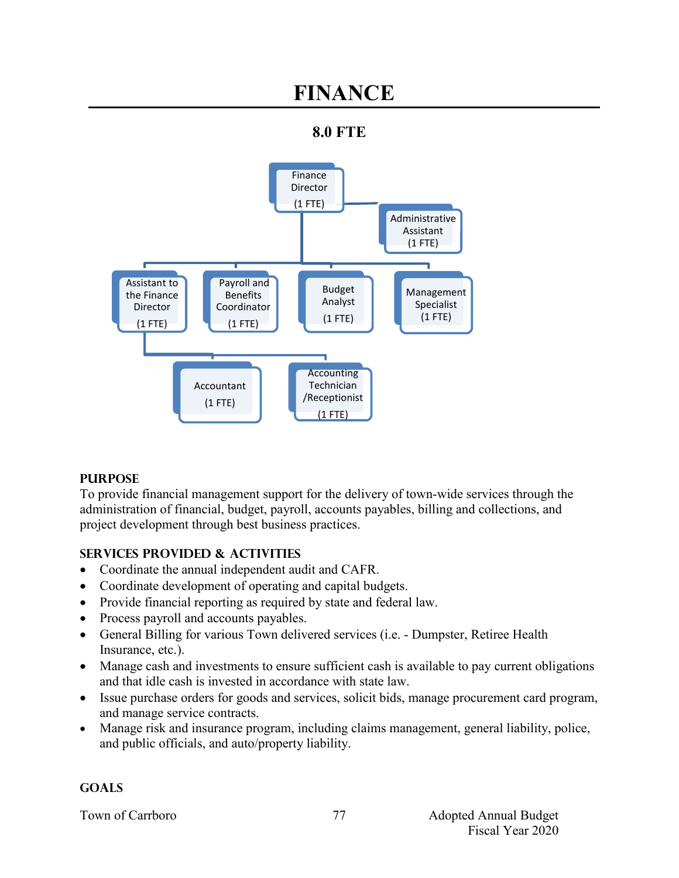# FINANCE

**8.0 FTE**

- Finance Director (1 FTE)
  - Administrative Assistant (1 FTE)
  - Assistant to the Finance Director (1 FTE)
    - Accountant (1 FTE)
    - Accounting Technician /Receptionist (1 FTE)
  - Payroll and Benefits Coordinator (1 FTE)
  - Budget Analyst (1 FTE)
  - Management Specialist (1 FTE)

## PURPOSE

To provide financial management support for the delivery of town-wide services through the administration of financial, budget, payroll, accounts payables, billing and collections, and project development through best business practices.

## SERVICES PROVIDED & ACTIVITIES

- Coordinate the annual independent audit and CAFR.
- Coordinate development of operating and capital budgets.
- Provide financial reporting as required by state and federal law.
- Process payroll and accounts payables.
- General Billing for various Town delivered services (i.e. - Dumpster, Retiree Health Insurance, etc.).
- Manage cash and investments to ensure sufficient cash is available to pay current obligations and that idle cash is invested in accordance with state law.
- Issue purchase orders for goods and services, solicit bids, manage procurement card program, and manage service contracts.
- Manage risk and insurance program, including claims management, general liability, police, and public officials, and auto/property liability.

## GOALS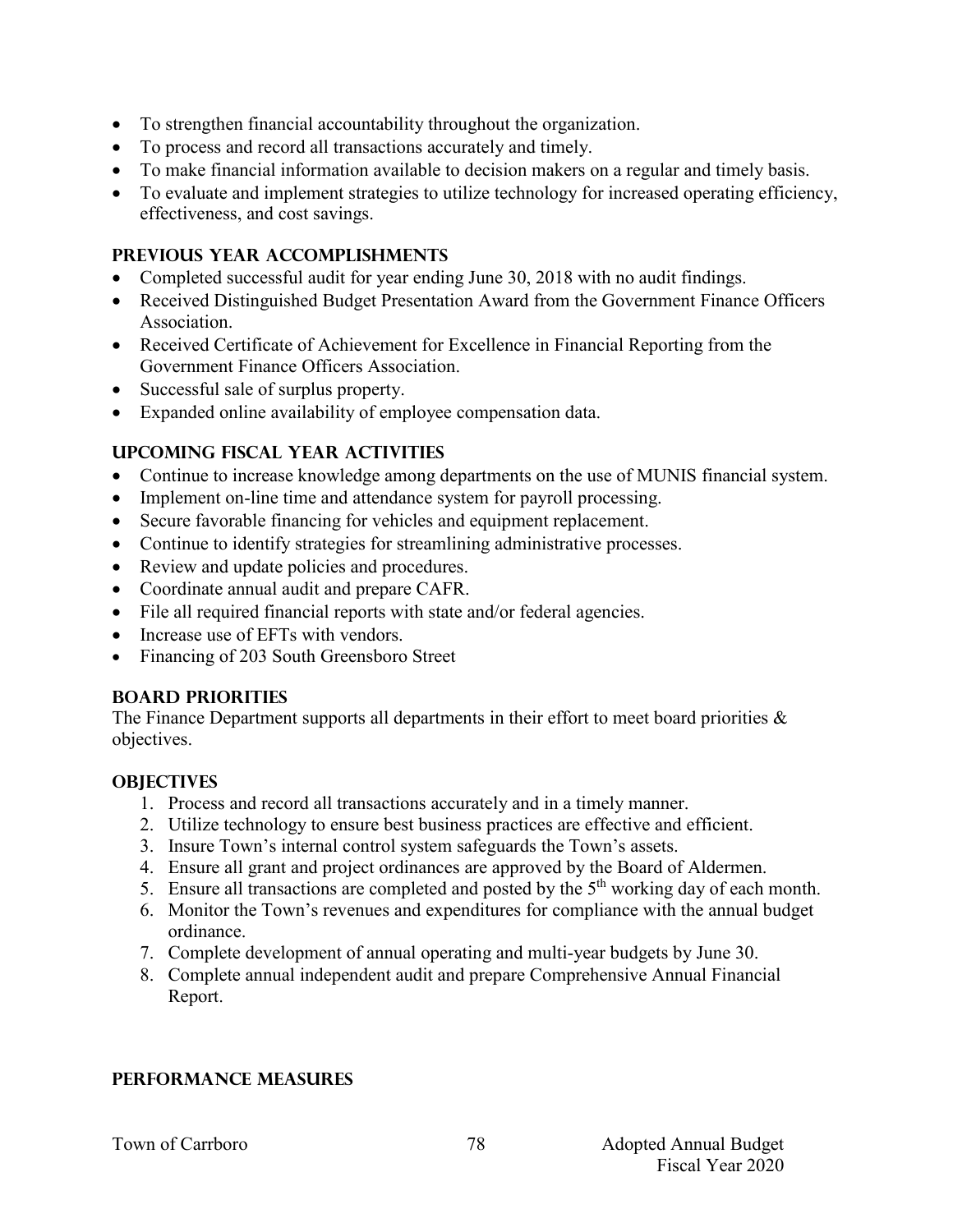- To strengthen financial accountability throughout the organization.
- To process and record all transactions accurately and timely.
- To make financial information available to decision makers on a regular and timely basis.
- To evaluate and implement strategies to utilize technology for increased operating efficiency, effectiveness, and cost savings.

## PREVIOUS YEAR ACCOMPLISHMENTS

- Completed successful audit for year ending June 30, 2018 with no audit findings.
- Received Distinguished Budget Presentation Award from the Government Finance Officers Association.
- Received Certificate of Achievement for Excellence in Financial Reporting from the Government Finance Officers Association.
- Successful sale of surplus property.
- Expanded online availability of employee compensation data.

## UPCOMING FISCAL YEAR ACTIVITIES

- Continue to increase knowledge among departments on the use of MUNIS financial system.
- Implement on-line time and attendance system for payroll processing.
- Secure favorable financing for vehicles and equipment replacement.
- Continue to identify strategies for streamlining administrative processes.
- Review and update policies and procedures.
- Coordinate annual audit and prepare CAFR.
- File all required financial reports with state and/or federal agencies.
- Increase use of EFTs with vendors.
- Financing of 203 South Greensboro Street

## BOARD PRIORITIES

The Finance Department supports all departments in their effort to meet board priorities & objectives.

## OBJECTIVES

1. Process and record all transactions accurately and in a timely manner.
2. Utilize technology to ensure best business practices are effective and efficient.
3. Insure Town's internal control system safeguards the Town's assets.
4. Ensure all grant and project ordinances are approved by the Board of Aldermen.
5. Ensure all transactions are completed and posted by the 5th working day of each month.
6. Monitor the Town's revenues and expenditures for compliance with the annual budget ordinance.
7. Complete development of annual operating and multi-year budgets by June 30.
8. Complete annual independent audit and prepare Comprehensive Annual Financial Report.

## PERFORMANCE MEASURES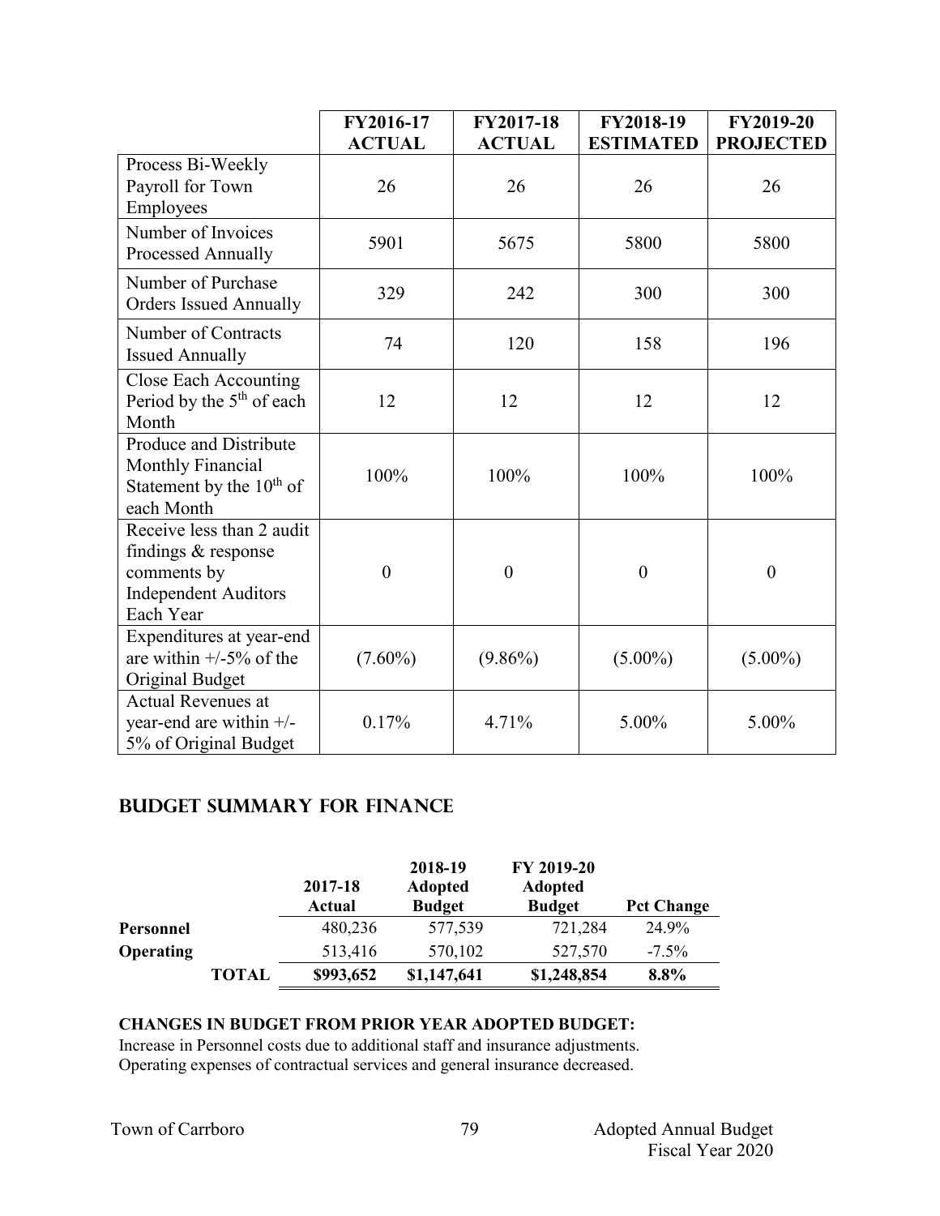| | FY2016-17 ACTUAL | FY2017-18 ACTUAL | FY2018-19 ESTIMATED | FY2019-20 PROJECTED |
|---|---|---|---|---|
| Process Bi-Weekly Payroll for Town Employees | 26 | 26 | 26 | 26 |
| Number of Invoices Processed Annually | 5901 | 5675 | 5800 | 5800 |
| Number of Purchase Orders Issued Annually | 329 | 242 | 300 | 300 |
| Number of Contracts Issued Annually | 74 | 120 | 158 | 196 |
| Close Each Accounting Period by the 5th of each Month | 12 | 12 | 12 | 12 |
| Produce and Distribute Monthly Financial Statement by the 10th of each Month | 100% | 100% | 100% | 100% |
| Receive less than 2 audit findings & response comments by Independent Auditors Each Year | 0 | 0 | 0 | 0 |
| Expenditures at year-end are within +/-5% of the Original Budget | (7.60%) | (9.86%) | (5.00%) | (5.00%) |
| Actual Revenues at year-end are within +/-5% of Original Budget | 0.17% | 4.71% | 5.00% | 5.00% |

## BUDGET SUMMARY FOR FINANCE

| | 2017-18 Actual | 2018-19 Adopted Budget | FY 2019-20 Adopted Budget | Pct Change |
|---|---|---|---|---|
| **Personnel** | 480,236 | 577,539 | 721,284 | 24.9% |
| **Operating** | 513,416 | 570,102 | 527,570 | -7.5% |
| **TOTAL** | **$993,652** | **$1,147,641** | **$1,248,854** | **8.8%** |

**CHANGES IN BUDGET FROM PRIOR YEAR ADOPTED BUDGET:**

Increase in Personnel costs due to additional staff and insurance adjustments.
Operating expenses of contractual services and general insurance decreased.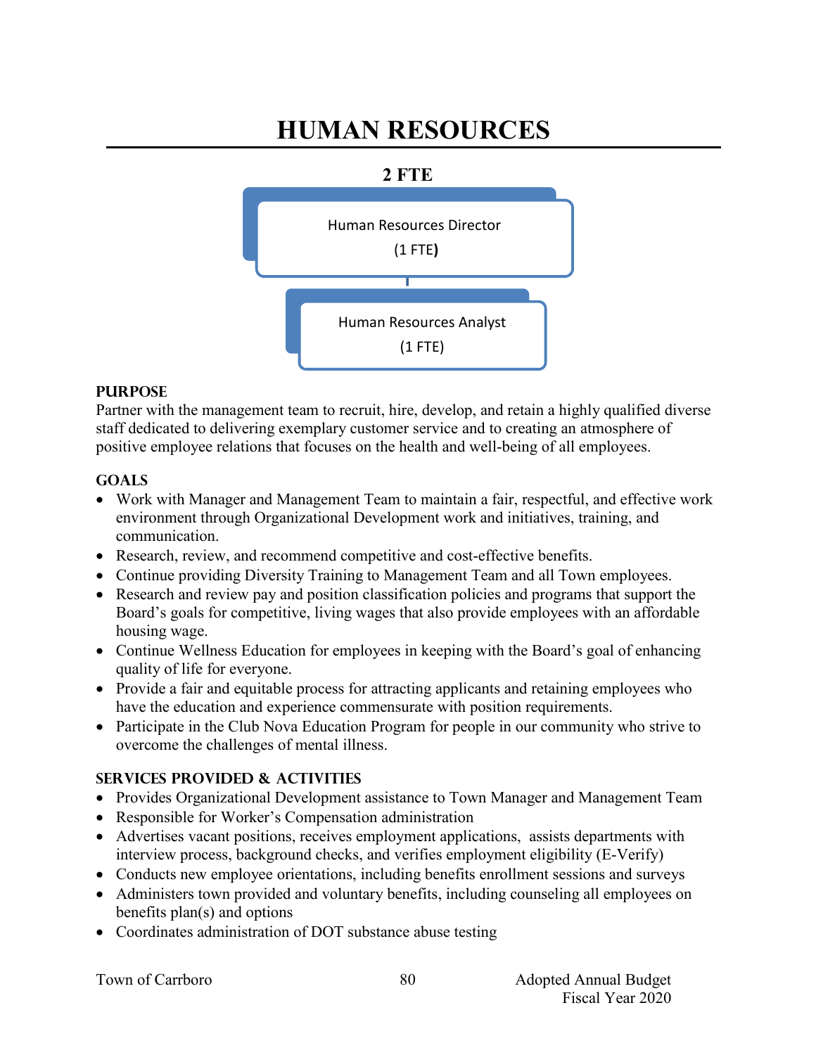# HUMAN RESOURCES

**2 FTE**

Human Resources Director
(1 FTE)

Human Resources Analyst
(1 FTE)

### PURPOSE

Partner with the management team to recruit, hire, develop, and retain a highly qualified diverse staff dedicated to delivering exemplary customer service and to creating an atmosphere of positive employee relations that focuses on the health and well-being of all employees.

### GOALS

- Work with Manager and Management Team to maintain a fair, respectful, and effective work environment through Organizational Development work and initiatives, training, and communication.
- Research, review, and recommend competitive and cost-effective benefits.
- Continue providing Diversity Training to Management Team and all Town employees.
- Research and review pay and position classification policies and programs that support the Board's goals for competitive, living wages that also provide employees with an affordable housing wage.
- Continue Wellness Education for employees in keeping with the Board's goal of enhancing quality of life for everyone.
- Provide a fair and equitable process for attracting applicants and retaining employees who have the education and experience commensurate with position requirements.
- Participate in the Club Nova Education Program for people in our community who strive to overcome the challenges of mental illness.

### SERVICES PROVIDED & ACTIVITIES

- Provides Organizational Development assistance to Town Manager and Management Team
- Responsible for Worker's Compensation administration
- Advertises vacant positions, receives employment applications, assists departments with interview process, background checks, and verifies employment eligibility (E-Verify)
- Conducts new employee orientations, including benefits enrollment sessions and surveys
- Administers town provided and voluntary benefits, including counseling all employees on benefits plan(s) and options
- Coordinates administration of DOT substance abuse testing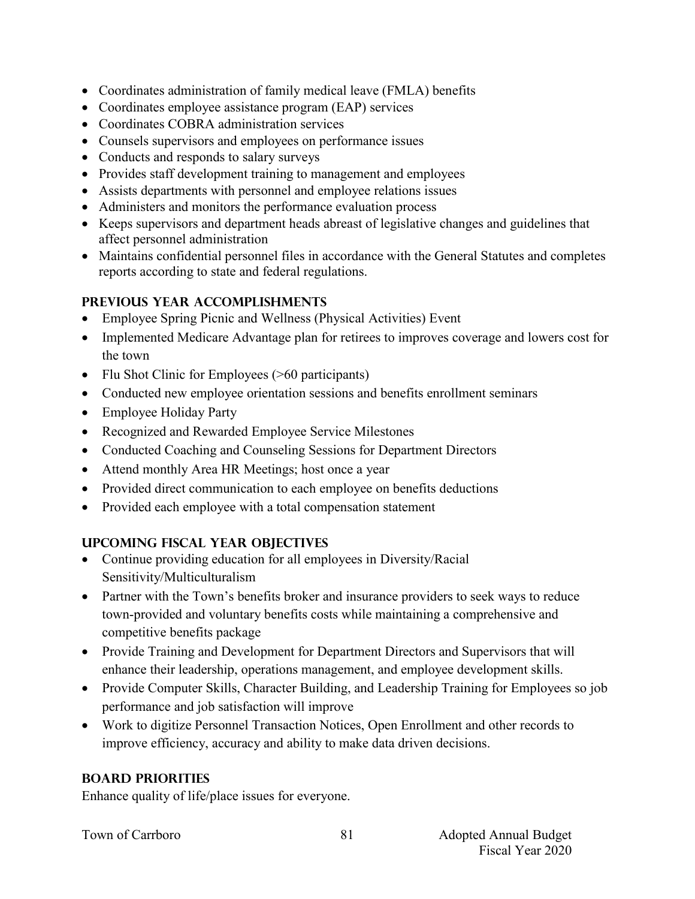- Coordinates administration of family medical leave (FMLA) benefits
- Coordinates employee assistance program (EAP) services
- Coordinates COBRA administration services
- Counsels supervisors and employees on performance issues
- Conducts and responds to salary surveys
- Provides staff development training to management and employees
- Assists departments with personnel and employee relations issues
- Administers and monitors the performance evaluation process
- Keeps supervisors and department heads abreast of legislative changes and guidelines that affect personnel administration
- Maintains confidential personnel files in accordance with the General Statutes and completes reports according to state and federal regulations.

## PREVIOUS YEAR ACCOMPLISHMENTS

- Employee Spring Picnic and Wellness (Physical Activities) Event
- Implemented Medicare Advantage plan for retirees to improves coverage and lowers cost for the town
- Flu Shot Clinic for Employees (>60 participants)
- Conducted new employee orientation sessions and benefits enrollment seminars
- Employee Holiday Party
- Recognized and Rewarded Employee Service Milestones
- Conducted Coaching and Counseling Sessions for Department Directors
- Attend monthly Area HR Meetings; host once a year
- Provided direct communication to each employee on benefits deductions
- Provided each employee with a total compensation statement

## UPCOMING FISCAL YEAR OBJECTIVES

- Continue providing education for all employees in Diversity/Racial Sensitivity/Multiculturalism
- Partner with the Town's benefits broker and insurance providers to seek ways to reduce town-provided and voluntary benefits costs while maintaining a comprehensive and competitive benefits package
- Provide Training and Development for Department Directors and Supervisors that will enhance their leadership, operations management, and employee development skills.
- Provide Computer Skills, Character Building, and Leadership Training for Employees so job performance and job satisfaction will improve
- Work to digitize Personnel Transaction Notices, Open Enrollment and other records to improve efficiency, accuracy and ability to make data driven decisions.

## BOARD PRIORITIES

Enhance quality of life/place issues for everyone.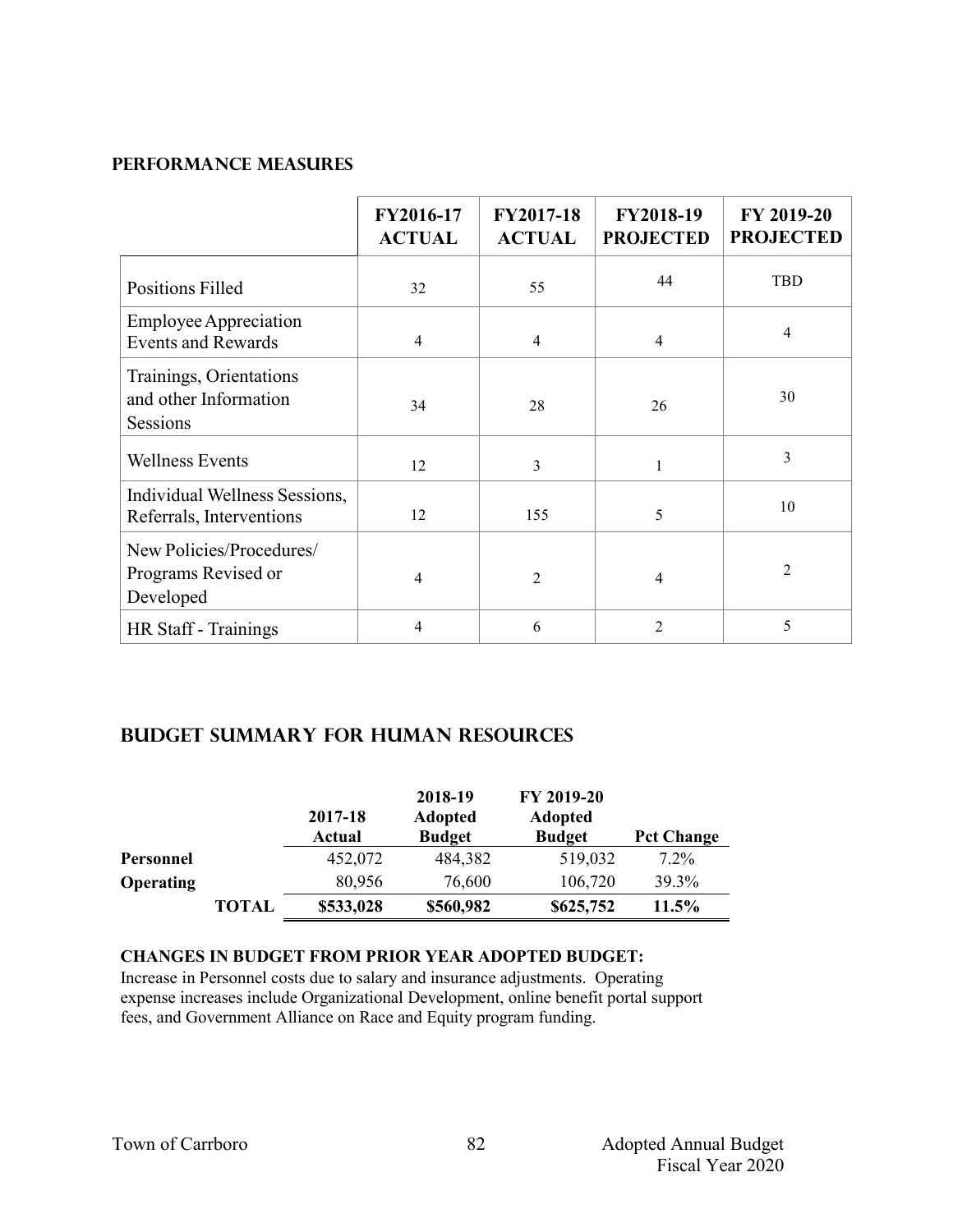## PERFORMANCE MEASURES

| | FY2016-17 ACTUAL | FY2017-18 ACTUAL | FY2018-19 PROJECTED | FY 2019-20 PROJECTED |
|---|---|---|---|---|
| Positions Filled | 32 | 55 | 44 | TBD |
| Employee Appreciation Events and Rewards | 4 | 4 | 4 | 4 |
| Trainings, Orientations and other Information Sessions | 34 | 28 | 26 | 30 |
| Wellness Events | 12 | 3 | 1 | 3 |
| Individual Wellness Sessions, Referrals, Interventions | 12 | 155 | 5 | 10 |
| New Policies/Procedures/ Programs Revised or Developed | 4 | 2 | 4 | 2 |
| HR Staff - Trainings | 4 | 6 | 2 | 5 |

## BUDGET SUMMARY FOR HUMAN RESOURCES

| | 2017-18 Actual | 2018-19 Adopted Budget | FY 2019-20 Adopted Budget | Pct Change |
|---|---|---|---|---|
| **Personnel** | 452,072 | 484,382 | 519,032 | 7.2% |
| **Operating** | 80,956 | 76,600 | 106,720 | 39.3% |
| **TOTAL** | **$533,028** | **$560,982** | **$625,752** | **11.5%** |

**CHANGES IN BUDGET FROM PRIOR YEAR ADOPTED BUDGET:**

Increase in Personnel costs due to salary and insurance adjustments. Operating expense increases include Organizational Development, online benefit portal support fees, and Government Alliance on Race and Equity program funding.